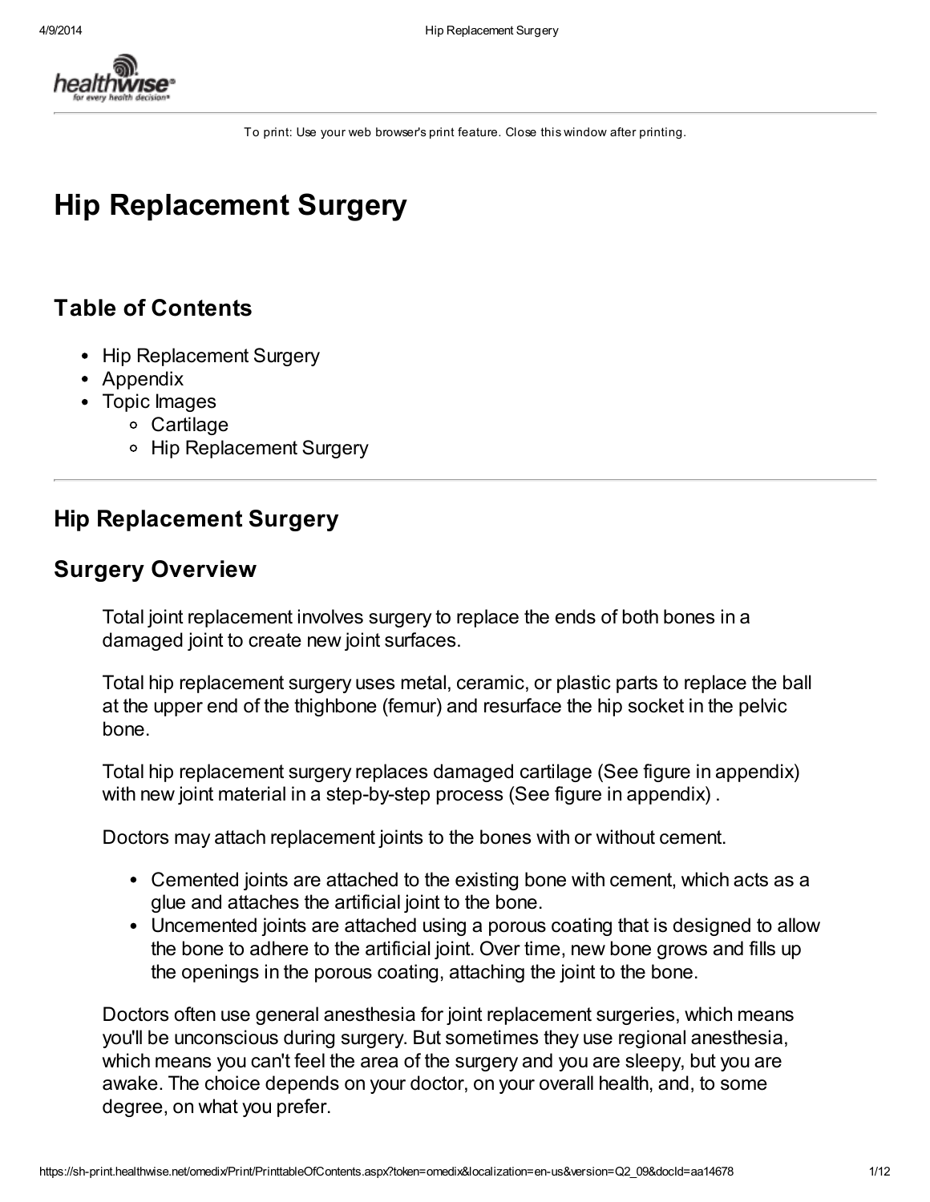To print: Use your web browser's print feature. Close this window after printing.

# Hip Replacement Surgery

## Table of Contents

- Hip Replacement Surgery
- Appendix
- Topic Images
  - Cartilage
  - Hip Replacement Surgery

## Hip Replacement Surgery

## Surgery Overview

Total joint replacement involves surgery to replace the ends of both bones in a damaged joint to create new joint surfaces.

Total hip replacement surgery uses metal, ceramic, or plastic parts to replace the ball at the upper end of the thighbone (femur) and resurface the hip socket in the pelvic bone.

Total hip replacement surgery replaces damaged cartilage (See figure in appendix) with new joint material in a step-by-step process (See figure in appendix) .

Doctors may attach replacement joints to the bones with or without cement.

- Cemented joints are attached to the existing bone with cement, which acts as a glue and attaches the artificial joint to the bone.
- Uncemented joints are attached using a porous coating that is designed to allow the bone to adhere to the artificial joint. Over time, new bone grows and fills up the openings in the porous coating, attaching the joint to the bone.

Doctors often use general anesthesia for joint replacement surgeries, which means you'll be unconscious during surgery. But sometimes they use regional anesthesia, which means you can't feel the area of the surgery and you are sleepy, but you are awake. The choice depends on your doctor, on your overall health, and, to some degree, on what you prefer.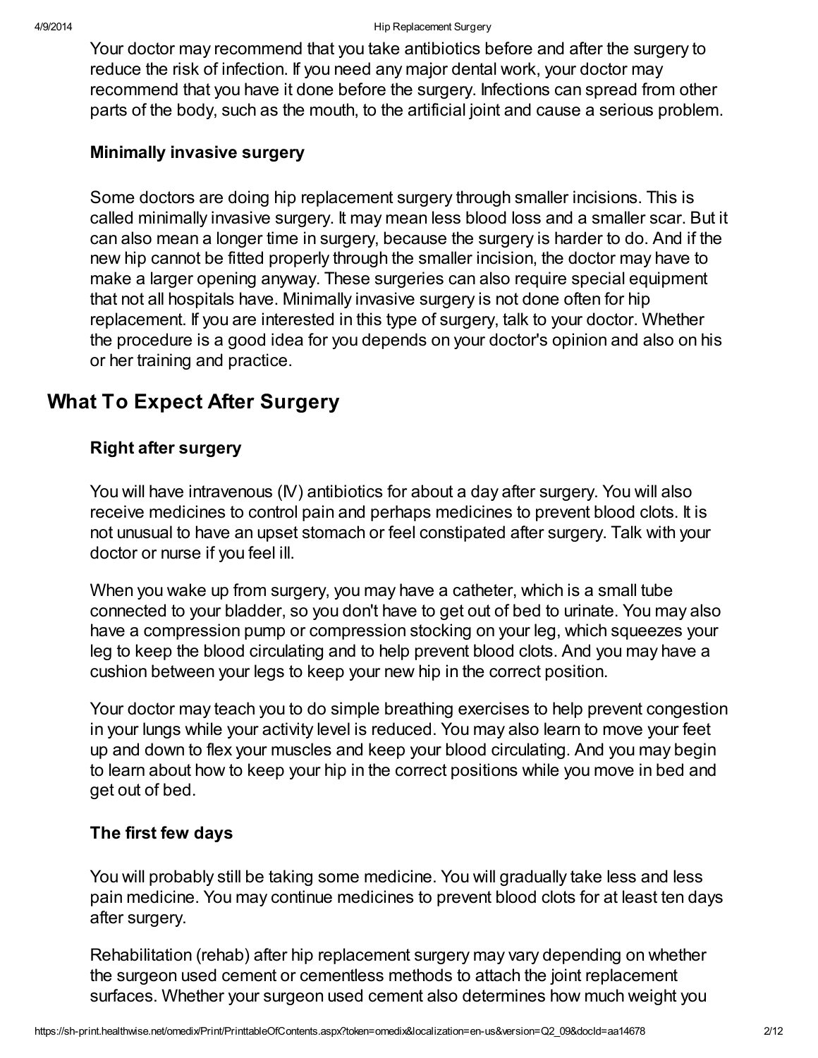Your doctor may recommend that you take antibiotics before and after the surgery to reduce the risk of infection. If you need any major dental work, your doctor may recommend that you have it done before the surgery. Infections can spread from other parts of the body, such as the mouth, to the artificial joint and cause a serious problem.

### Minimally invasive surgery

Some doctors are doing hip replacement surgery through smaller incisions. This is called minimally invasive surgery. It may mean less blood loss and a smaller scar. But it can also mean a longer time in surgery, because the surgery is harder to do. And if the new hip cannot be fitted properly through the smaller incision, the doctor may have to make a larger opening anyway. These surgeries can also require special equipment that not all hospitals have. Minimally invasive surgery is not done often for hip replacement. If you are interested in this type of surgery, talk to your doctor. Whether the procedure is a good idea for you depends on your doctor's opinion and also on his or her training and practice.

## What To Expect After Surgery

### Right after surgery

You will have intravenous (IV) antibiotics for about a day after surgery. You will also receive medicines to control pain and perhaps medicines to prevent blood clots. It is not unusual to have an upset stomach or feel constipated after surgery. Talk with your doctor or nurse if you feel ill.

When you wake up from surgery, you may have a catheter, which is a small tube connected to your bladder, so you don't have to get out of bed to urinate. You may also have a compression pump or compression stocking on your leg, which squeezes your leg to keep the blood circulating and to help prevent blood clots. And you may have a cushion between your legs to keep your new hip in the correct position.

Your doctor may teach you to do simple breathing exercises to help prevent congestion in your lungs while your activity level is reduced. You may also learn to move your feet up and down to flex your muscles and keep your blood circulating. And you may begin to learn about how to keep your hip in the correct positions while you move in bed and get out of bed.

### The first few days

You will probably still be taking some medicine. You will gradually take less and less pain medicine. You may continue medicines to prevent blood clots for at least ten days after surgery.

Rehabilitation (rehab) after hip replacement surgery may vary depending on whether the surgeon used cement or cementless methods to attach the joint replacement surfaces. Whether your surgeon used cement also determines how much weight you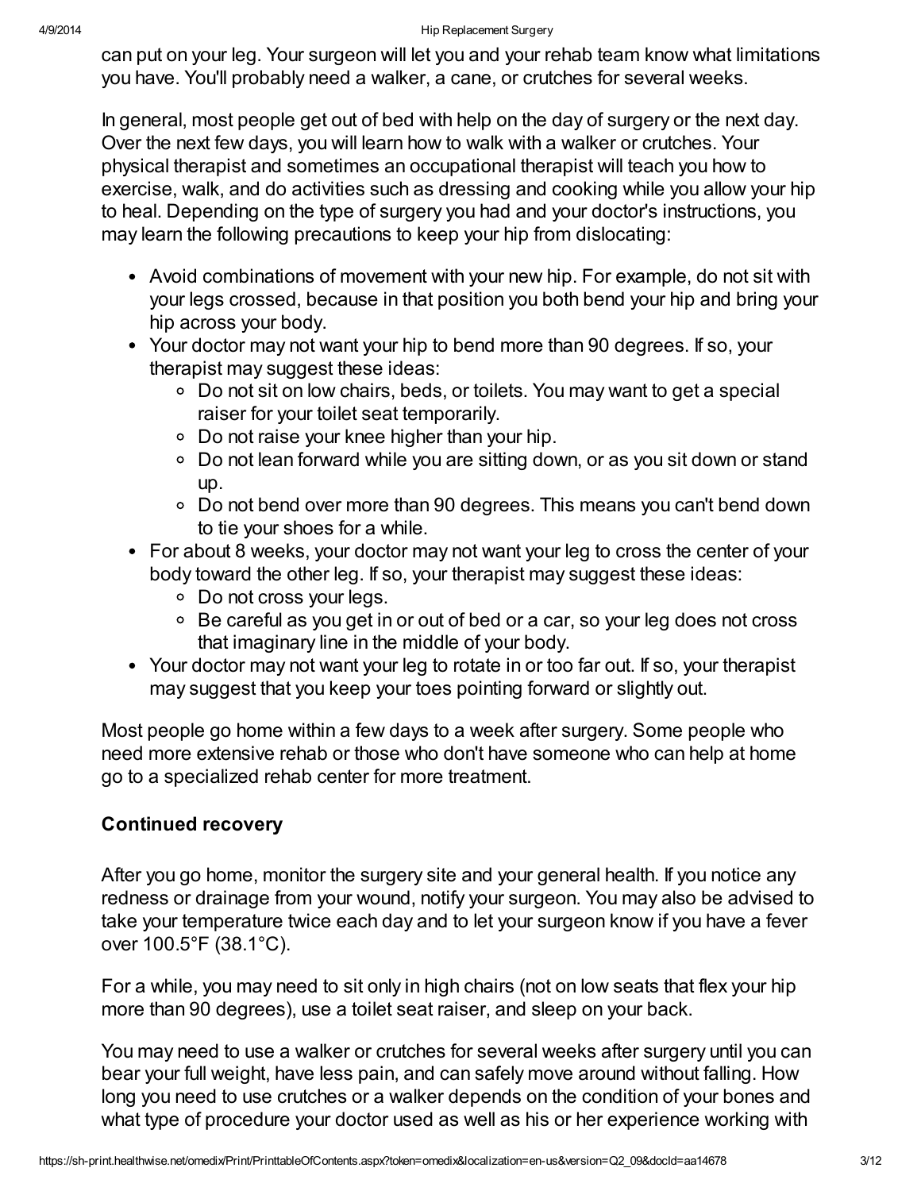can put on your leg. Your surgeon will let you and your rehab team know what limitations you have. You'll probably need a walker, a cane, or crutches for several weeks.

In general, most people get out of bed with help on the day of surgery or the next day. Over the next few days, you will learn how to walk with a walker or crutches. Your physical therapist and sometimes an occupational therapist will teach you how to exercise, walk, and do activities such as dressing and cooking while you allow your hip to heal. Depending on the type of surgery you had and your doctor's instructions, you may learn the following precautions to keep your hip from dislocating:

- Avoid combinations of movement with your new hip. For example, do not sit with your legs crossed, because in that position you both bend your hip and bring your hip across your body.
- Your doctor may not want your hip to bend more than 90 degrees. If so, your therapist may suggest these ideas:
  - Do not sit on low chairs, beds, or toilets. You may want to get a special raiser for your toilet seat temporarily.
  - Do not raise your knee higher than your hip.
  - Do not lean forward while you are sitting down, or as you sit down or stand up.
  - Do not bend over more than 90 degrees. This means you can't bend down to tie your shoes for a while.
- For about 8 weeks, your doctor may not want your leg to cross the center of your body toward the other leg. If so, your therapist may suggest these ideas:
  - Do not cross your legs.
  - Be careful as you get in or out of bed or a car, so your leg does not cross that imaginary line in the middle of your body.
- Your doctor may not want your leg to rotate in or too far out. If so, your therapist may suggest that you keep your toes pointing forward or slightly out.

Most people go home within a few days to a week after surgery. Some people who need more extensive rehab or those who don't have someone who can help at home go to a specialized rehab center for more treatment.

### Continued recovery

After you go home, monitor the surgery site and your general health. If you notice any redness or drainage from your wound, notify your surgeon. You may also be advised to take your temperature twice each day and to let your surgeon know if you have a fever over 100.5°F (38.1°C).

For a while, you may need to sit only in high chairs (not on low seats that flex your hip more than 90 degrees), use a toilet seat raiser, and sleep on your back.

You may need to use a walker or crutches for several weeks after surgery until you can bear your full weight, have less pain, and can safely move around without falling. How long you need to use crutches or a walker depends on the condition of your bones and what type of procedure your doctor used as well as his or her experience working with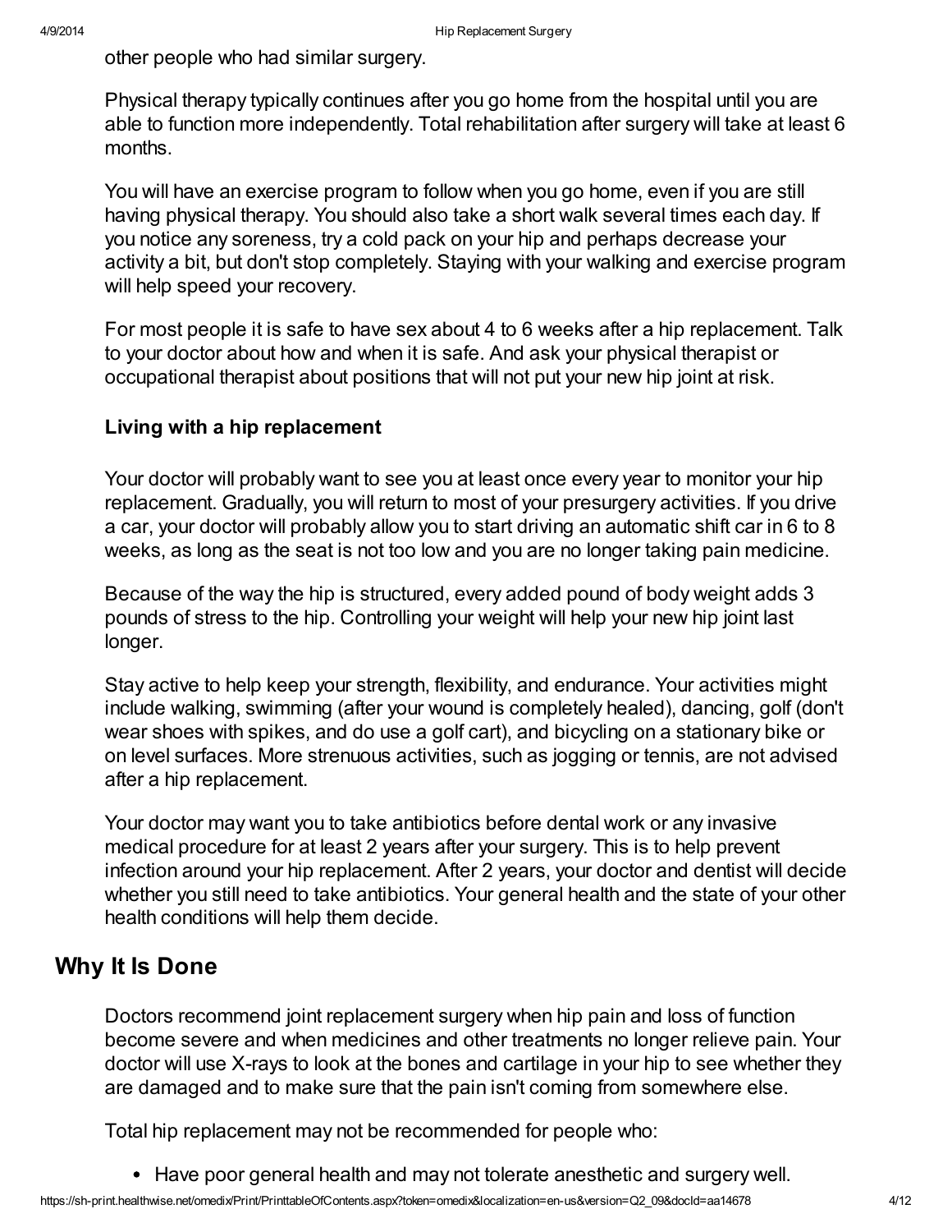other people who had similar surgery.

Physical therapy typically continues after you go home from the hospital until you are able to function more independently. Total rehabilitation after surgery will take at least 6 months.

You will have an exercise program to follow when you go home, even if you are still having physical therapy. You should also take a short walk several times each day. If you notice any soreness, try a cold pack on your hip and perhaps decrease your activity a bit, but don't stop completely. Staying with your walking and exercise program will help speed your recovery.

For most people it is safe to have sex about 4 to 6 weeks after a hip replacement. Talk to your doctor about how and when it is safe. And ask your physical therapist or occupational therapist about positions that will not put your new hip joint at risk.

### Living with a hip replacement

Your doctor will probably want to see you at least once every year to monitor your hip replacement. Gradually, you will return to most of your presurgery activities. If you drive a car, your doctor will probably allow you to start driving an automatic shift car in 6 to 8 weeks, as long as the seat is not too low and you are no longer taking pain medicine.

Because of the way the hip is structured, every added pound of body weight adds 3 pounds of stress to the hip. Controlling your weight will help your new hip joint last longer.

Stay active to help keep your strength, flexibility, and endurance. Your activities might include walking, swimming (after your wound is completely healed), dancing, golf (don't wear shoes with spikes, and do use a golf cart), and bicycling on a stationary bike or on level surfaces. More strenuous activities, such as jogging or tennis, are not advised after a hip replacement.

Your doctor may want you to take antibiotics before dental work or any invasive medical procedure for at least 2 years after your surgery. This is to help prevent infection around your hip replacement. After 2 years, your doctor and dentist will decide whether you still need to take antibiotics. Your general health and the state of your other health conditions will help them decide.

## Why It Is Done

Doctors recommend joint replacement surgery when hip pain and loss of function become severe and when medicines and other treatments no longer relieve pain. Your doctor will use X-rays to look at the bones and cartilage in your hip to see whether they are damaged and to make sure that the pain isn't coming from somewhere else.

Total hip replacement may not be recommended for people who:

- Have poor general health and may not tolerate anesthetic and surgery well.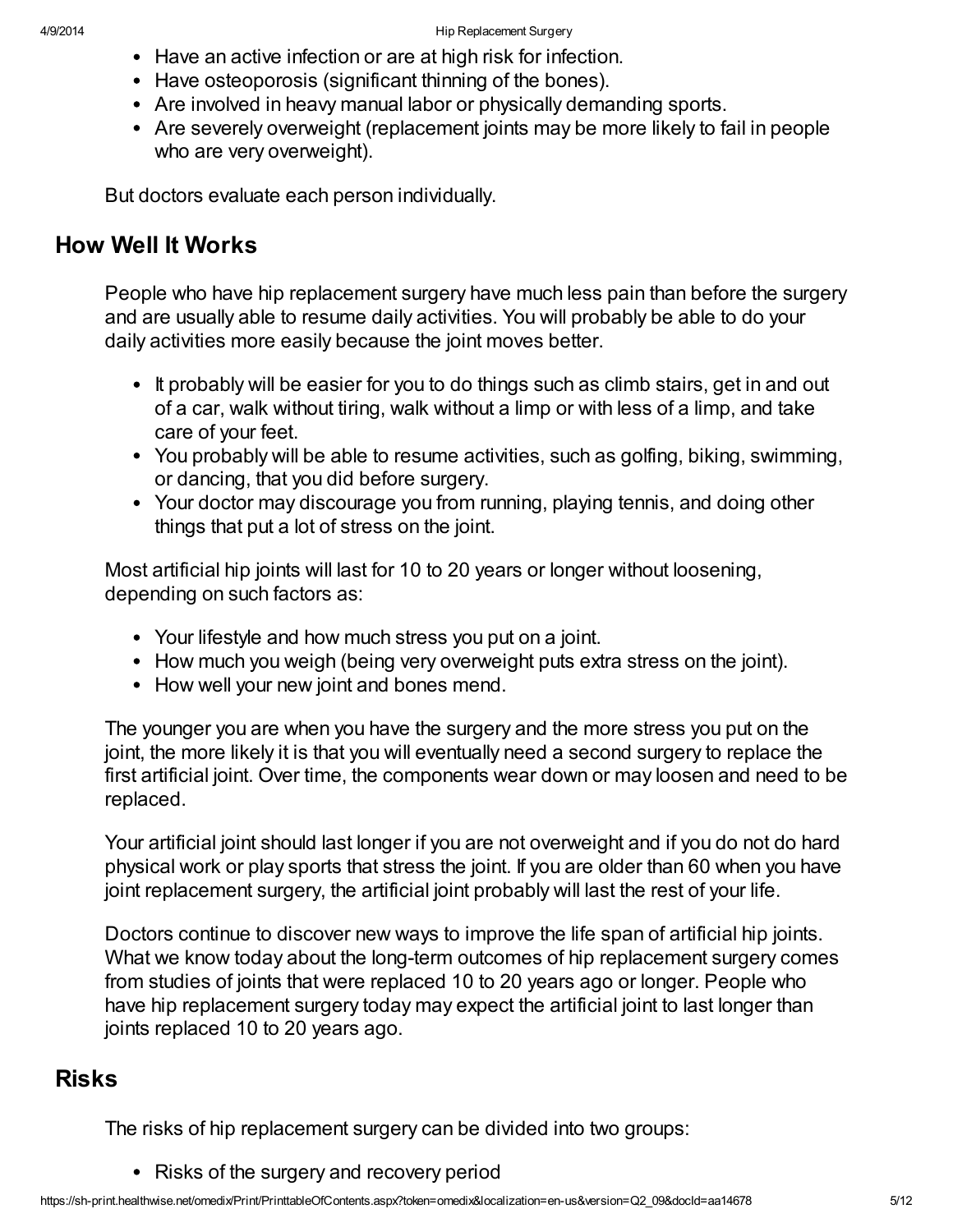- Have an active infection or are at high risk for infection.
- Have osteoporosis (significant thinning of the bones).
- Are involved in heavy manual labor or physically demanding sports.
- Are severely overweight (replacement joints may be more likely to fail in people who are very overweight).

But doctors evaluate each person individually.

## How Well It Works

People who have hip replacement surgery have much less pain than before the surgery and are usually able to resume daily activities. You will probably be able to do your daily activities more easily because the joint moves better.

- It probably will be easier for you to do things such as climb stairs, get in and out of a car, walk without tiring, walk without a limp or with less of a limp, and take care of your feet.
- You probably will be able to resume activities, such as golfing, biking, swimming, or dancing, that you did before surgery.
- Your doctor may discourage you from running, playing tennis, and doing other things that put a lot of stress on the joint.

Most artificial hip joints will last for 10 to 20 years or longer without loosening, depending on such factors as:

- Your lifestyle and how much stress you put on a joint.
- How much you weigh (being very overweight puts extra stress on the joint).
- How well your new joint and bones mend.

The younger you are when you have the surgery and the more stress you put on the joint, the more likely it is that you will eventually need a second surgery to replace the first artificial joint. Over time, the components wear down or may loosen and need to be replaced.

Your artificial joint should last longer if you are not overweight and if you do not do hard physical work or play sports that stress the joint. If you are older than 60 when you have joint replacement surgery, the artificial joint probably will last the rest of your life.

Doctors continue to discover new ways to improve the life span of artificial hip joints. What we know today about the long-term outcomes of hip replacement surgery comes from studies of joints that were replaced 10 to 20 years ago or longer. People who have hip replacement surgery today may expect the artificial joint to last longer than joints replaced 10 to 20 years ago.

## Risks

The risks of hip replacement surgery can be divided into two groups:

- Risks of the surgery and recovery period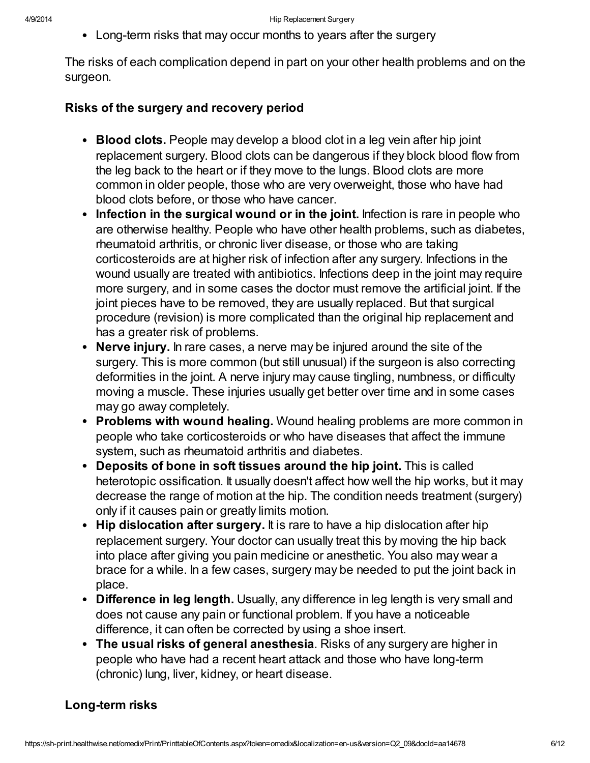- Long-term risks that may occur months to years after the surgery

The risks of each complication depend in part on your other health problems and on the surgeon.

### Risks of the surgery and recovery period

- **Blood clots.** People may develop a blood clot in a leg vein after hip joint replacement surgery. Blood clots can be dangerous if they block blood flow from the leg back to the heart or if they move to the lungs. Blood clots are more common in older people, those who are very overweight, those who have had blood clots before, or those who have cancer.
- **Infection in the surgical wound or in the joint.** Infection is rare in people who are otherwise healthy. People who have other health problems, such as diabetes, rheumatoid arthritis, or chronic liver disease, or those who are taking corticosteroids are at higher risk of infection after any surgery. Infections in the wound usually are treated with antibiotics. Infections deep in the joint may require more surgery, and in some cases the doctor must remove the artificial joint. If the joint pieces have to be removed, they are usually replaced. But that surgical procedure (revision) is more complicated than the original hip replacement and has a greater risk of problems.
- **Nerve injury.** In rare cases, a nerve may be injured around the site of the surgery. This is more common (but still unusual) if the surgeon is also correcting deformities in the joint. A nerve injury may cause tingling, numbness, or difficulty moving a muscle. These injuries usually get better over time and in some cases may go away completely.
- **Problems with wound healing.** Wound healing problems are more common in people who take corticosteroids or who have diseases that affect the immune system, such as rheumatoid arthritis and diabetes.
- **Deposits of bone in soft tissues around the hip joint.** This is called heterotopic ossification. It usually doesn't affect how well the hip works, but it may decrease the range of motion at the hip. The condition needs treatment (surgery) only if it causes pain or greatly limits motion.
- **Hip dislocation after surgery.** It is rare to have a hip dislocation after hip replacement surgery. Your doctor can usually treat this by moving the hip back into place after giving you pain medicine or anesthetic. You also may wear a brace for a while. In a few cases, surgery may be needed to put the joint back in place.
- **Difference in leg length.** Usually, any difference in leg length is very small and does not cause any pain or functional problem. If you have a noticeable difference, it can often be corrected by using a shoe insert.
- **The usual risks of general anesthesia**. Risks of any surgery are higher in people who have had a recent heart attack and those who have long-term (chronic) lung, liver, kidney, or heart disease.

### Long-term risks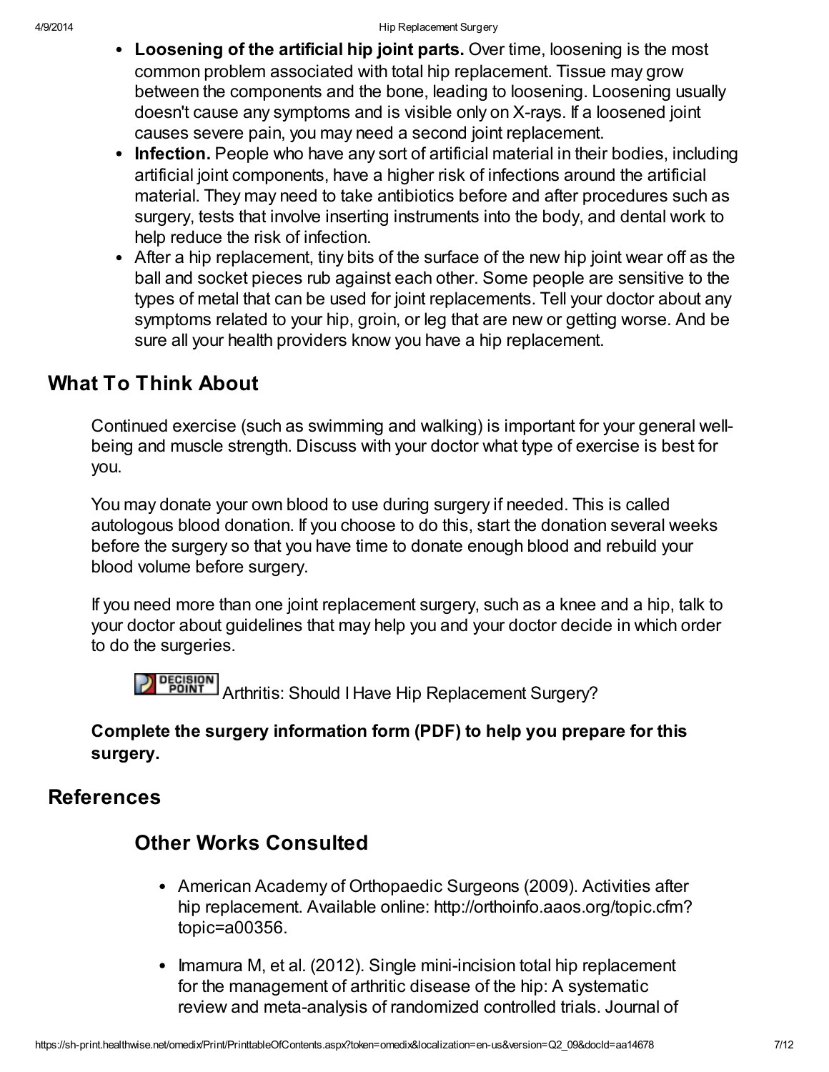- **Loosening of the artificial hip joint parts.** Over time, loosening is the most common problem associated with total hip replacement. Tissue may grow between the components and the bone, leading to loosening. Loosening usually doesn't cause any symptoms and is visible only on X-rays. If a loosened joint causes severe pain, you may need a second joint replacement.
- **Infection.** People who have any sort of artificial material in their bodies, including artificial joint components, have a higher risk of infections around the artificial material. They may need to take antibiotics before and after procedures such as surgery, tests that involve inserting instruments into the body, and dental work to help reduce the risk of infection.
- After a hip replacement, tiny bits of the surface of the new hip joint wear off as the ball and socket pieces rub against each other. Some people are sensitive to the types of metal that can be used for joint replacements. Tell your doctor about any symptoms related to your hip, groin, or leg that are new or getting worse. And be sure all your health providers know you have a hip replacement.

## What To Think About

Continued exercise (such as swimming and walking) is important for your general well-being and muscle strength. Discuss with your doctor what type of exercise is best for you.

You may donate your own blood to use during surgery if needed. This is called autologous blood donation. If you choose to do this, start the donation several weeks before the surgery so that you have time to donate enough blood and rebuild your blood volume before surgery.

If you need more than one joint replacement surgery, such as a knee and a hip, talk to your doctor about guidelines that may help you and your doctor decide in which order to do the surgeries.

DECISION POINT Arthritis: Should I Have Hip Replacement Surgery?

**Complete the surgery information form (PDF) to help you prepare for this surgery.**

## References

### Other Works Consulted

- American Academy of Orthopaedic Surgeons (2009). Activities after hip replacement. Available online: http://orthoinfo.aaos.org/topic.cfm?topic=a00356.
- Imamura M, et al. (2012). Single mini-incision total hip replacement for the management of arthritic disease of the hip: A systematic review and meta-analysis of randomized controlled trials. Journal of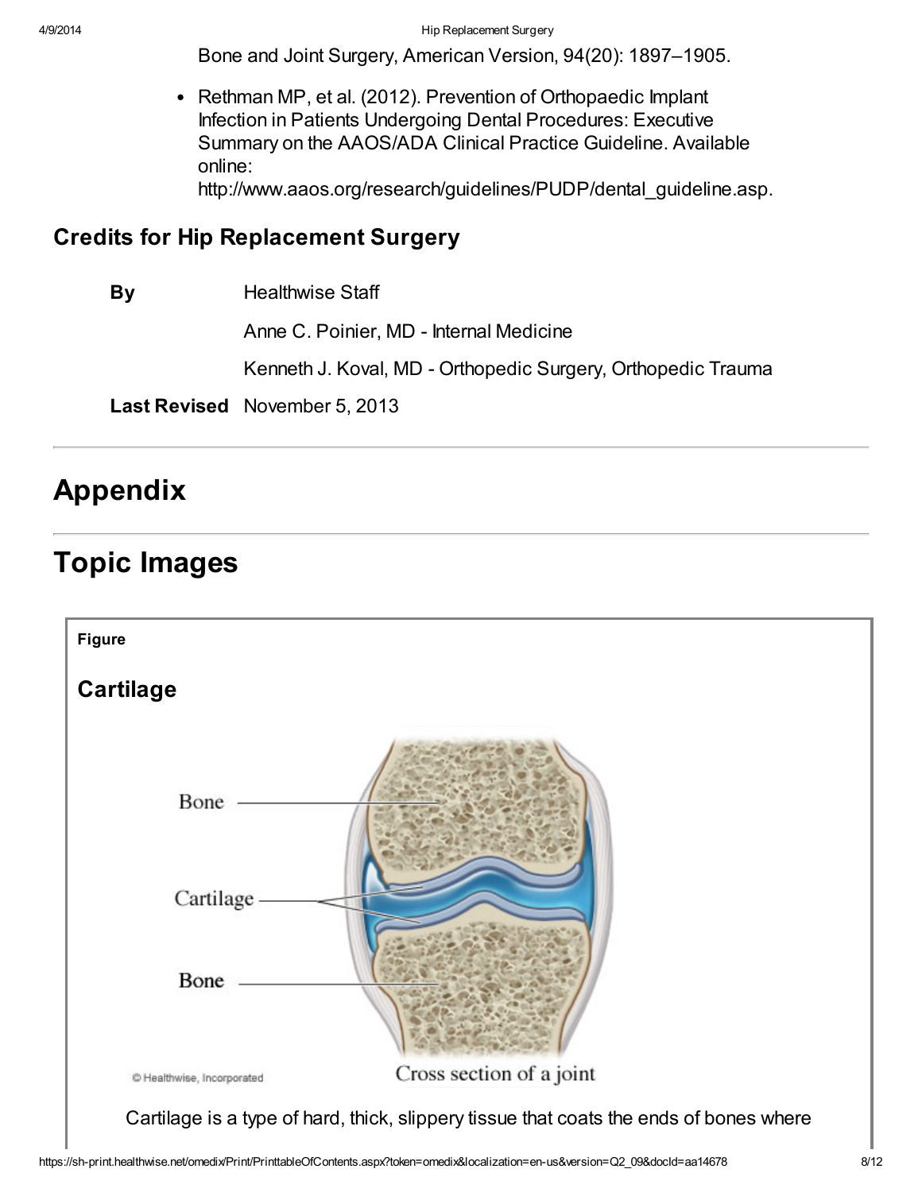Bone and Joint Surgery, American Version, 94(20): 1897–1905.

- Rethman MP, et al. (2012). Prevention of Orthopaedic Implant Infection in Patients Undergoing Dental Procedures: Executive Summary on the AAOS/ADA Clinical Practice Guideline. Available online: http://www.aaos.org/research/guidelines/PUDP/dental_guideline.asp.

## Credits for Hip Replacement Surgery

| | |
|---|---|
| **By** | Healthwise Staff |
| | Anne C. Poinier, MD - Internal Medicine |
| | Kenneth J. Koval, MD - Orthopedic Surgery, Orthopedic Trauma |
| **Last Revised** | November 5, 2013 |

# Appendix

# Topic Images

**Figure**

## Cartilage

Bone

Cartilage

Bone

© Healthwise, Incorporated

Cross section of a joint

Cartilage is a type of hard, thick, slippery tissue that coats the ends of bones where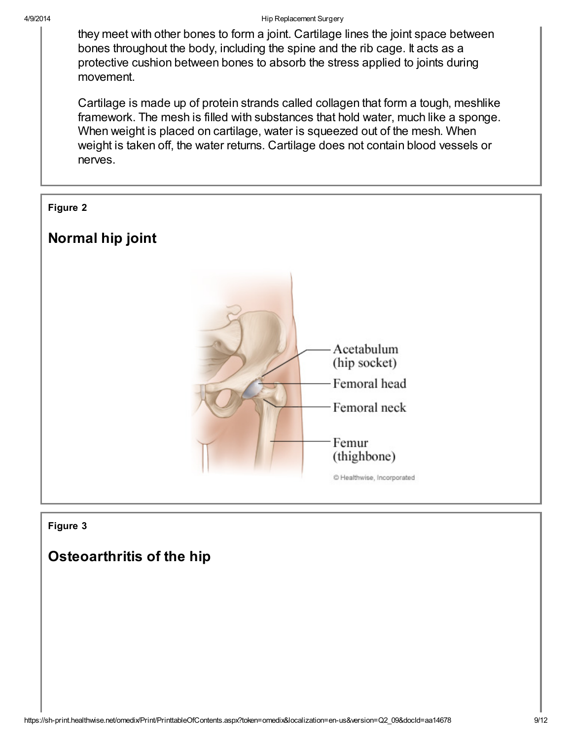they meet with other bones to form a joint. Cartilage lines the joint space between bones throughout the body, including the spine and the rib cage. It acts as a protective cushion between bones to absorb the stress applied to joints during movement.

Cartilage is made up of protein strands called collagen that form a tough, meshlike framework. The mesh is filled with substances that hold water, much like a sponge. When weight is placed on cartilage, water is squeezed out of the mesh. When weight is taken off, the water returns. Cartilage does not contain blood vessels or nerves.

**Figure 2**

## Normal hip joint

Acetabulum (hip socket)

Femoral head

Femoral neck

Femur (thighbone)

© Healthwise, Incorporated

**Figure 3**

## Osteoarthritis of the hip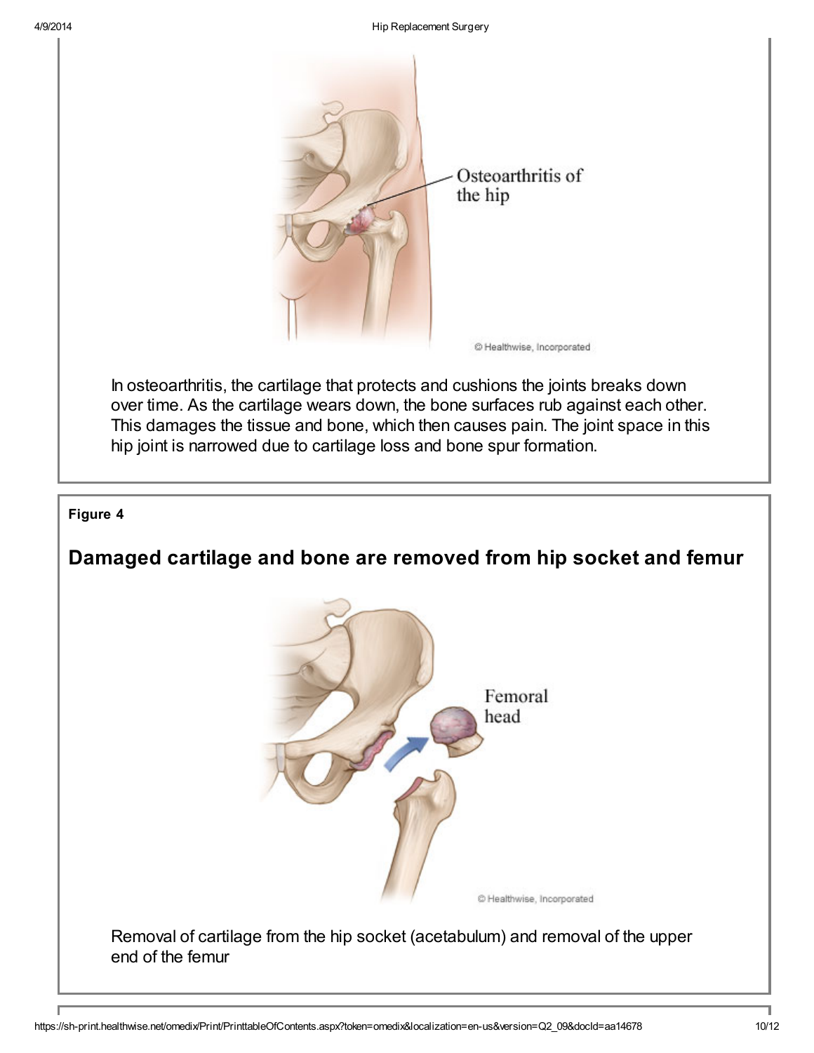In osteoarthritis, the cartilage that protects and cushions the joints breaks down over time. As the cartilage wears down, the bone surfaces rub against each other. This damages the tissue and bone, which then causes pain. The joint space in this hip joint is narrowed due to cartilage loss and bone spur formation.

**Figure 4**

## Damaged cartilage and bone are removed from hip socket and femur

Removal of cartilage from the hip socket (acetabulum) and removal of the upper end of the femur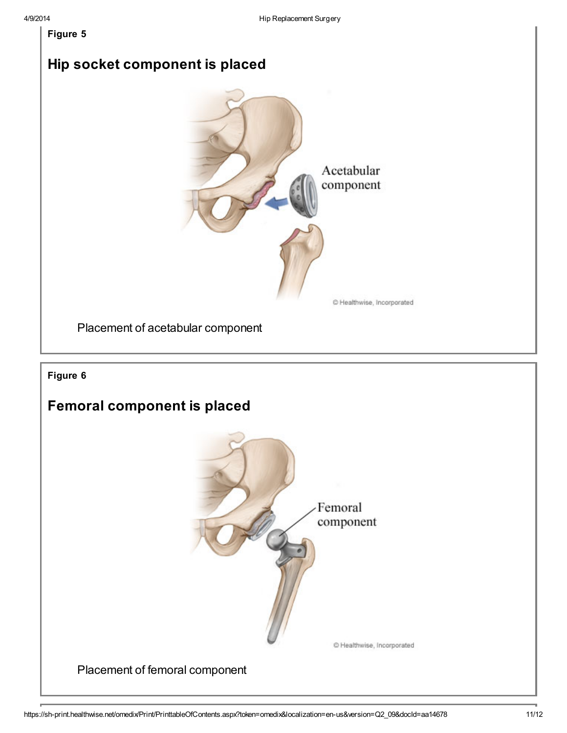**Figure 5**

## Hip socket component is placed

Placement of acetabular component

**Figure 6**

## Femoral component is placed

Placement of femoral component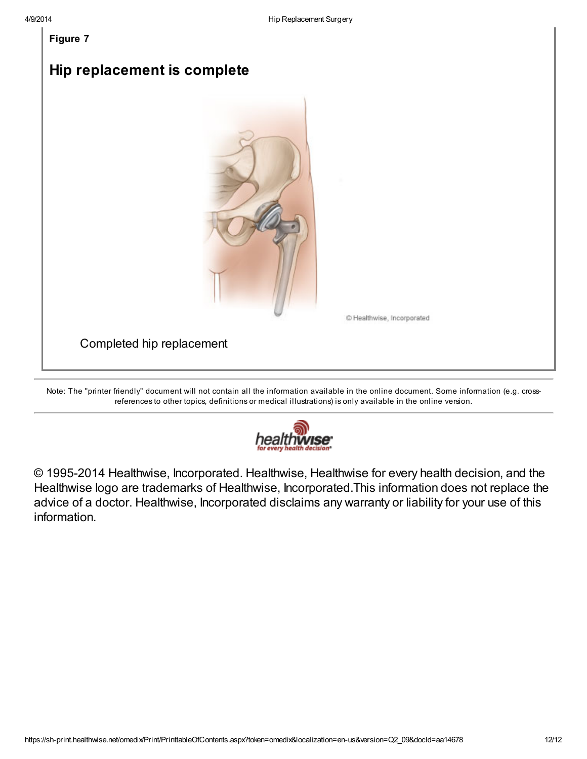**Figure 7**

## Hip replacement is complete

© Healthwise, Incorporated

Completed hip replacement

Note: The "printer friendly" document will not contain all the information available in the online document. Some information (e.g. cross-references to other topics, definitions or medical illustrations) is only available in the online version.

© 1995-2014 Healthwise, Incorporated. Healthwise, Healthwise for every health decision, and the Healthwise logo are trademarks of Healthwise, Incorporated.This information does not replace the advice of a doctor. Healthwise, Incorporated disclaims any warranty or liability for your use of this information.